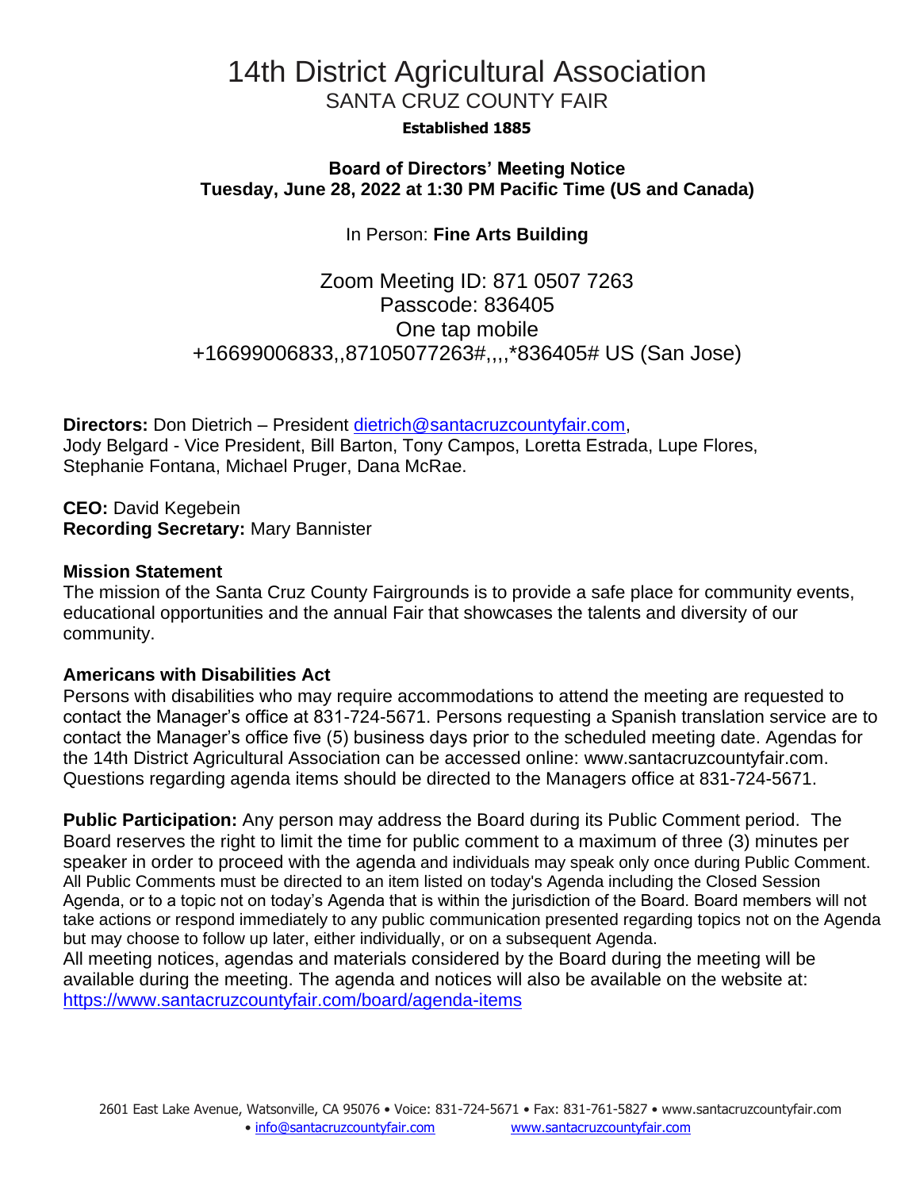# 14th District Agricultural Association

## SANTA CRUZ COUNTY FAIR

**Established 1885**

**Board of Directors' Meeting Notice**
**Tuesday, June 28, 2022 at 1:30 PM Pacific Time (US and Canada)**

In Person: **Fine Arts Building**

Zoom Meeting ID: 871 0507 7263
Passcode: 836405
One tap mobile
+16699006833,,87105077263#,,,,*836405# US (San Jose)

**Directors:** Don Dietrich – President dietrich@santacruzcountyfair.com,
Jody Belgard - Vice President, Bill Barton, Tony Campos, Loretta Estrada, Lupe Flores, Stephanie Fontana, Michael Pruger, Dana McRae.

**CEO:** David Kegebein
**Recording Secretary:** Mary Bannister

**Mission Statement**
The mission of the Santa Cruz County Fairgrounds is to provide a safe place for community events, educational opportunities and the annual Fair that showcases the talents and diversity of our community.

**Americans with Disabilities Act**
Persons with disabilities who may require accommodations to attend the meeting are requested to contact the Manager's office at 831-724-5671. Persons requesting a Spanish translation service are to contact the Manager's office five (5) business days prior to the scheduled meeting date. Agendas for the 14th District Agricultural Association can be accessed online: www.santacruzcountyfair.com. Questions regarding agenda items should be directed to the Managers office at 831-724-5671.

**Public Participation:** Any person may address the Board during its Public Comment period. The Board reserves the right to limit the time for public comment to a maximum of three (3) minutes per speaker in order to proceed with the agenda and individuals may speak only once during Public Comment. All Public Comments must be directed to an item listed on today's Agenda including the Closed Session Agenda, or to a topic not on today's Agenda that is within the jurisdiction of the Board. Board members will not take actions or respond immediately to any public communication presented regarding topics not on the Agenda but may choose to follow up later, either individually, or on a subsequent Agenda.
All meeting notices, agendas and materials considered by the Board during the meeting will be available during the meeting. The agenda and notices will also be available on the website at: https://www.santacruzcountyfair.com/board/agenda-items

2601 East Lake Avenue, Watsonville, CA 95076 • Voice: 831-724-5671 • Fax: 831-761-5827 • www.santacruzcountyfair.com
• info@santacruzcountyfair.com www.santacruzcountyfair.com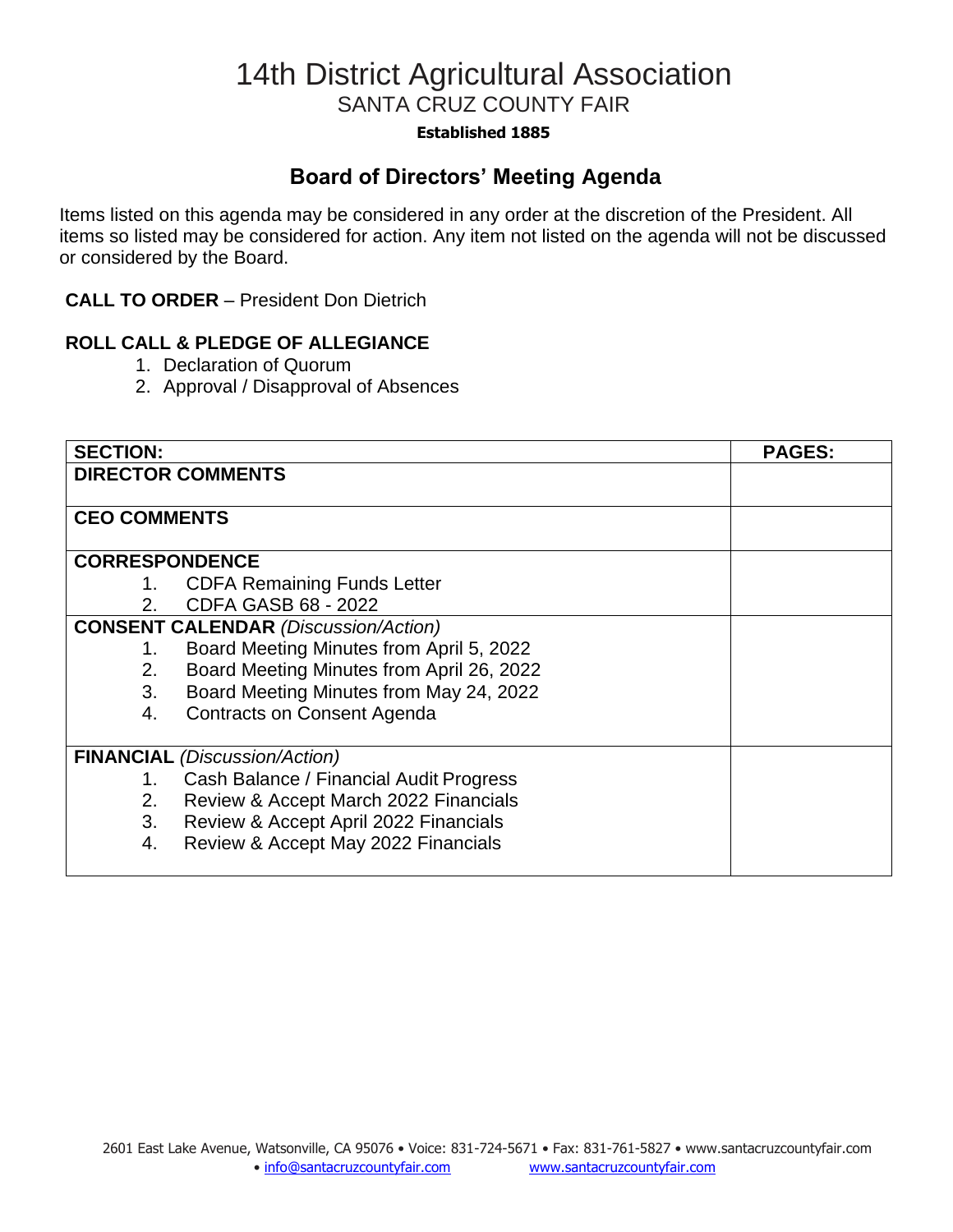# 14th District Agricultural Association

## SANTA CRUZ COUNTY FAIR

**Established 1885**

## Board of Directors' Meeting Agenda

Items listed on this agenda may be considered in any order at the discretion of the President. All items so listed may be considered for action. Any item not listed on the agenda will not be discussed or considered by the Board.

**CALL TO ORDER** – President Don Dietrich

**ROLL CALL & PLEDGE OF ALLEGIANCE**

1. Declaration of Quorum
2. Approval / Disapproval of Absences

| SECTION: | PAGES: |
|---|---|
| **DIRECTOR COMMENTS** | |
| **CEO COMMENTS** | |
| **CORRESPONDENCE**<br>1. CDFA Remaining Funds Letter<br>2. CDFA GASB 68 - 2022 | |
| **CONSENT CALENDAR** *(Discussion/Action)*<br>1. Board Meeting Minutes from April 5, 2022<br>2. Board Meeting Minutes from April 26, 2022<br>3. Board Meeting Minutes from May 24, 2022<br>4. Contracts on Consent Agenda | |
| **FINANCIAL** *(Discussion/Action)*<br>1. Cash Balance / Financial Audit Progress<br>2. Review & Accept March 2022 Financials<br>3. Review & Accept April 2022 Financials<br>4. Review & Accept May 2022 Financials | |

2601 East Lake Avenue, Watsonville, CA 95076 • Voice: 831-724-5671 • Fax: 831-761-5827 • www.santacruzcountyfair.com • info@santacruzcountyfair.com www.santacruzcountyfair.com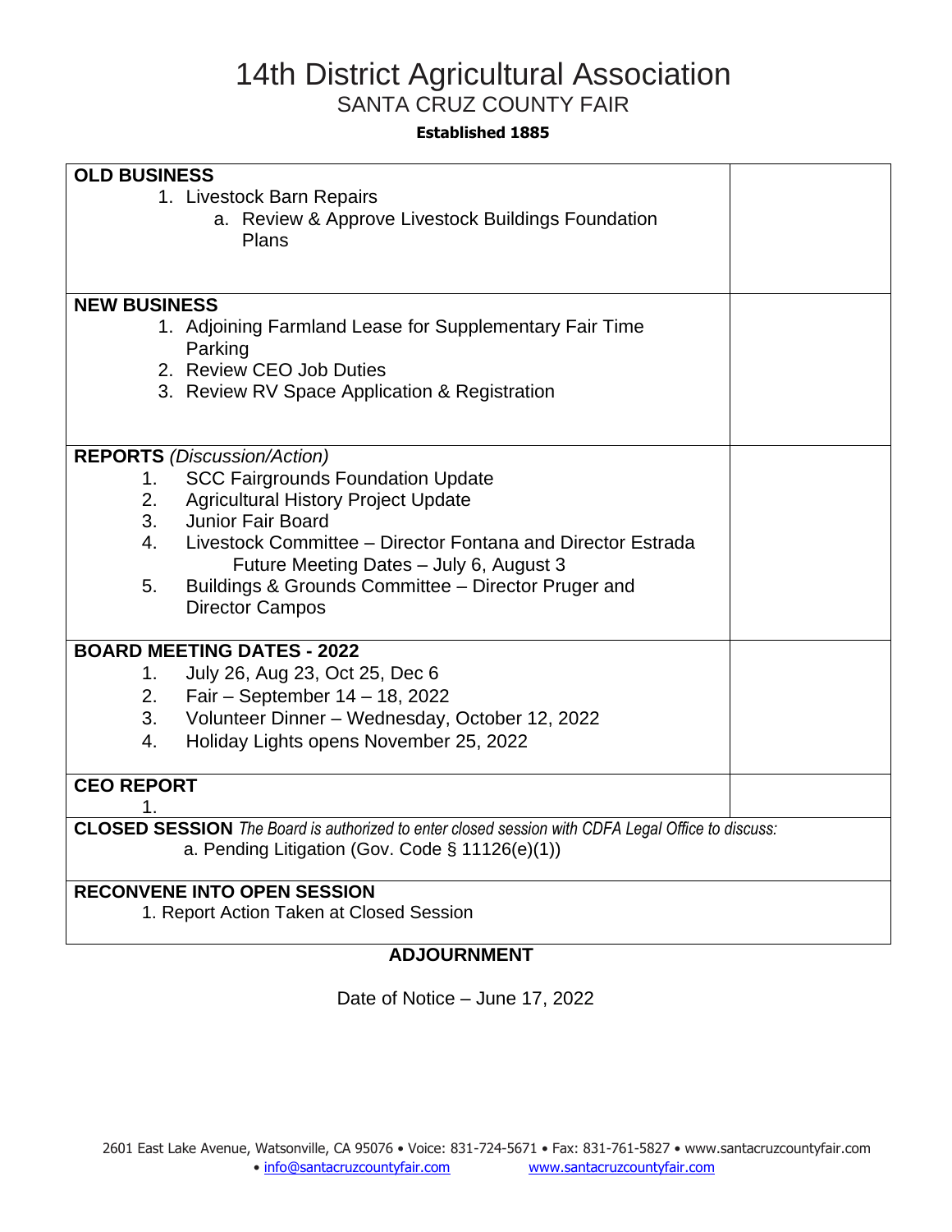# 14th District Agricultural Association

## SANTA CRUZ COUNTY FAIR

**Established 1885**

| | |
|---|---|
| **OLD BUSINESS**<br>1. Livestock Barn Repairs<br>a. Review & Approve Livestock Buildings Foundation Plans | |
| **NEW BUSINESS**<br>1. Adjoining Farmland Lease for Supplementary Fair Time Parking<br>2. Review CEO Job Duties<br>3. Review RV Space Application & Registration | |
| **REPORTS** *(Discussion/Action)*<br>1. SCC Fairgrounds Foundation Update<br>2. Agricultural History Project Update<br>3. Junior Fair Board<br>4. Livestock Committee – Director Fontana and Director Estrada<br>Future Meeting Dates – July 6, August 3<br>5. Buildings & Grounds Committee – Director Pruger and Director Campos | |
| **BOARD MEETING DATES - 2022**<br>1. July 26, Aug 23, Oct 25, Dec 6<br>2. Fair – September 14 – 18, 2022<br>3. Volunteer Dinner – Wednesday, October 12, 2022<br>4. Holiday Lights opens November 25, 2022 | |
| **CEO REPORT**<br>1. | |
| **CLOSED SESSION** *The Board is authorized to enter closed session with CDFA Legal Office to discuss:*<br>a. Pending Litigation (Gov. Code § 11126(e)(1)) | |
| **RECONVENE INTO OPEN SESSION**<br>1. Report Action Taken at Closed Session | |

**ADJOURNMENT**

Date of Notice – June 17, 2022

2601 East Lake Avenue, Watsonville, CA 95076 • Voice: 831-724-5671 • Fax: 831-761-5827 • www.santacruzcountyfair.com • info@santacruzcountyfair.com www.santacruzcountyfair.com